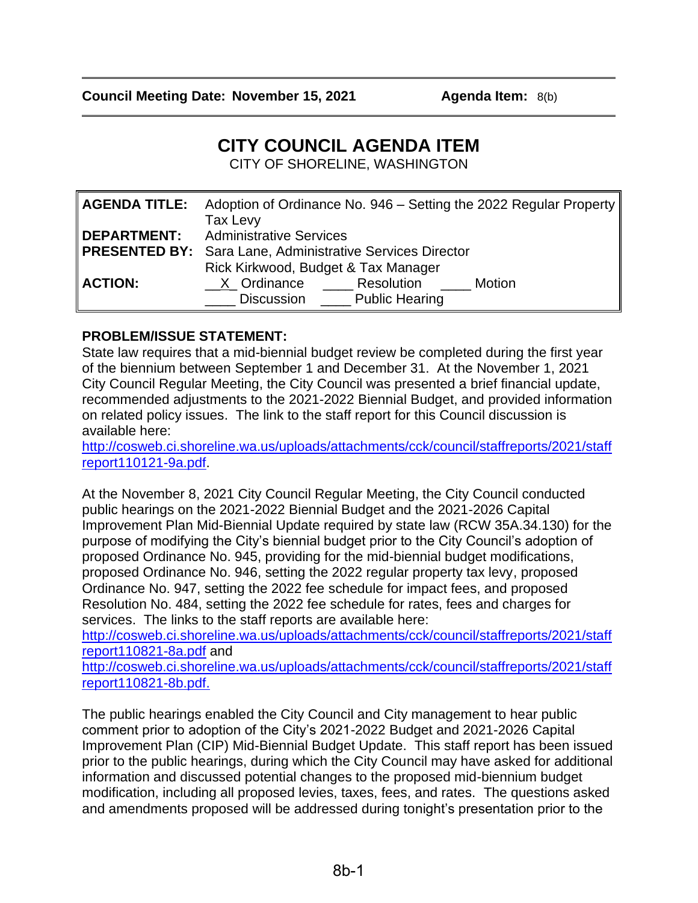**Council Meeting Date: November 15, 2021** **Agenda Item:** 8(b)

# CITY COUNCIL AGENDA ITEM

CITY OF SHORELINE, WASHINGTON

| | |
|---|---|
| **AGENDA TITLE:** | Adoption of Ordinance No. 946 – Setting the 2022 Regular Property Tax Levy |
| **DEPARTMENT:** | Administrative Services |
| **PRESENTED BY:** | Sara Lane, Administrative Services Director<br>Rick Kirkwood, Budget & Tax Manager |
| **ACTION:** | \_\_X\_ Ordinance \_\_\_\_ Resolution \_\_\_\_ Motion<br>\_\_\_\_ Discussion \_\_\_\_ Public Hearing |

**PROBLEM/ISSUE STATEMENT:**

State law requires that a mid-biennial budget review be completed during the first year of the biennium between September 1 and December 31. At the November 1, 2021 City Council Regular Meeting, the City Council was presented a brief financial update, recommended adjustments to the 2021-2022 Biennial Budget, and provided information on related policy issues. The link to the staff report for this Council discussion is available here:
http://cosweb.ci.shoreline.wa.us/uploads/attachments/cck/council/staffreports/2021/staffreport110121-9a.pdf.

At the November 8, 2021 City Council Regular Meeting, the City Council conducted public hearings on the 2021-2022 Biennial Budget and the 2021-2026 Capital Improvement Plan Mid-Biennial Update required by state law (RCW 35A.34.130) for the purpose of modifying the City's biennial budget prior to the City Council's adoption of proposed Ordinance No. 945, providing for the mid-biennial budget modifications, proposed Ordinance No. 946, setting the 2022 regular property tax levy, proposed Ordinance No. 947, setting the 2022 fee schedule for impact fees, and proposed Resolution No. 484, setting the 2022 fee schedule for rates, fees and charges for services. The links to the staff reports are available here:
http://cosweb.ci.shoreline.wa.us/uploads/attachments/cck/council/staffreports/2021/staffreport110821-8a.pdf and
http://cosweb.ci.shoreline.wa.us/uploads/attachments/cck/council/staffreports/2021/staffreport110821-8b.pdf.

The public hearings enabled the City Council and City management to hear public comment prior to adoption of the City's 2021-2022 Budget and 2021-2026 Capital Improvement Plan (CIP) Mid-Biennial Budget Update. This staff report has been issued prior to the public hearings, during which the City Council may have asked for additional information and discussed potential changes to the proposed mid-biennium budget modification, including all proposed levies, taxes, fees, and rates. The questions asked and amendments proposed will be addressed during tonight's presentation prior to the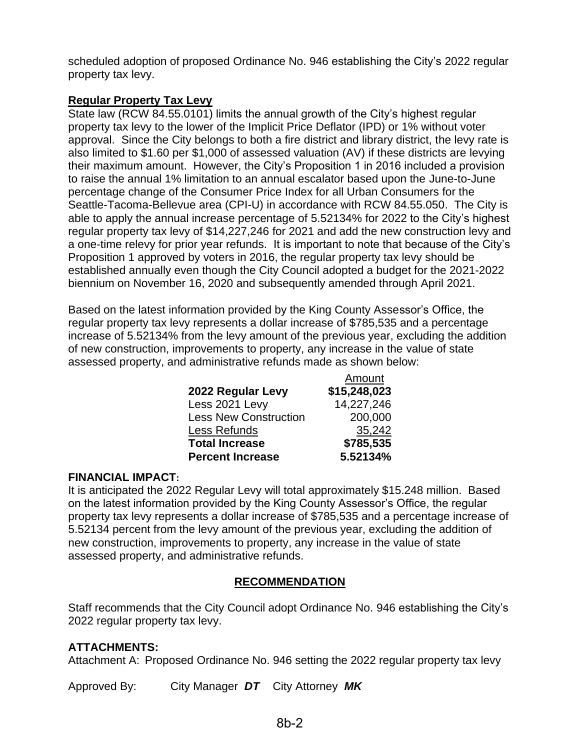scheduled adoption of proposed Ordinance No. 946 establishing the City's 2022 regular property tax levy.

**Regular Property Tax Levy**

State law (RCW 84.55.0101) limits the annual growth of the City's highest regular property tax levy to the lower of the Implicit Price Deflator (IPD) or 1% without voter approval. Since the City belongs to both a fire district and library district, the levy rate is also limited to $1.60 per $1,000 of assessed valuation (AV) if these districts are levying their maximum amount. However, the City's Proposition 1 in 2016 included a provision to raise the annual 1% limitation to an annual escalator based upon the June-to-June percentage change of the Consumer Price Index for all Urban Consumers for the Seattle-Tacoma-Bellevue area (CPI-U) in accordance with RCW 84.55.050. The City is able to apply the annual increase percentage of 5.52134% for 2022 to the City's highest regular property tax levy of $14,227,246 for 2021 and add the new construction levy and a one-time relevy for prior year refunds. It is important to note that because of the City's Proposition 1 approved by voters in 2016, the regular property tax levy should be established annually even though the City Council adopted a budget for the 2021-2022 biennium on November 16, 2020 and subsequently amended through April 2021.

Based on the latest information provided by the King County Assessor's Office, the regular property tax levy represents a dollar increase of $785,535 and a percentage increase of 5.52134% from the levy amount of the previous year, excluding the addition of new construction, improvements to property, any increase in the value of state assessed property, and administrative refunds made as shown below:

| | Amount |
|---|---:|
| **2022 Regular Levy** | **$15,248,023** |
| Less 2021 Levy | 14,227,246 |
| Less New Construction | 200,000 |
| Less Refunds | 35,242 |
| **Total Increase** | **$785,535** |
| **Percent Increase** | **5.52134%** |

**FINANCIAL IMPACT:**

It is anticipated the 2022 Regular Levy will total approximately $15.248 million. Based on the latest information provided by the King County Assessor's Office, the regular property tax levy represents a dollar increase of $785,535 and a percentage increase of 5.52134 percent from the levy amount of the previous year, excluding the addition of new construction, improvements to property, any increase in the value of state assessed property, and administrative refunds.

## RECOMMENDATION

Staff recommends that the City Council adopt Ordinance No. 946 establishing the City's 2022 regular property tax levy.

**ATTACHMENTS:**

Attachment A: Proposed Ordinance No. 946 setting the 2022 regular property tax levy

Approved By: City Manager ***DT*** City Attorney ***MK***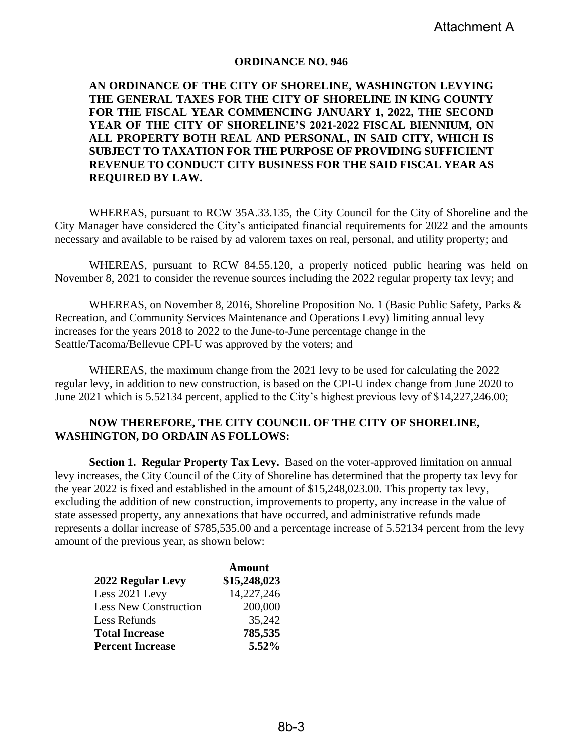Attachment A

**ORDINANCE NO. 946**

**AN ORDINANCE OF THE CITY OF SHORELINE, WASHINGTON LEVYING THE GENERAL TAXES FOR THE CITY OF SHORELINE IN KING COUNTY FOR THE FISCAL YEAR COMMENCING JANUARY 1, 2022, THE SECOND YEAR OF THE CITY OF SHORELINE'S 2021-2022 FISCAL BIENNIUM, ON ALL PROPERTY BOTH REAL AND PERSONAL, IN SAID CITY, WHICH IS SUBJECT TO TAXATION FOR THE PURPOSE OF PROVIDING SUFFICIENT REVENUE TO CONDUCT CITY BUSINESS FOR THE SAID FISCAL YEAR AS REQUIRED BY LAW.**

WHEREAS, pursuant to RCW 35A.33.135, the City Council for the City of Shoreline and the City Manager have considered the City's anticipated financial requirements for 2022 and the amounts necessary and available to be raised by ad valorem taxes on real, personal, and utility property; and

WHEREAS, pursuant to RCW 84.55.120, a properly noticed public hearing was held on November 8, 2021 to consider the revenue sources including the 2022 regular property tax levy; and

WHEREAS, on November 8, 2016, Shoreline Proposition No. 1 (Basic Public Safety, Parks & Recreation, and Community Services Maintenance and Operations Levy) limiting annual levy increases for the years 2018 to 2022 to the June-to-June percentage change in the Seattle/Tacoma/Bellevue CPI-U was approved by the voters; and

WHEREAS, the maximum change from the 2021 levy to be used for calculating the 2022 regular levy, in addition to new construction, is based on the CPI-U index change from June 2020 to June 2021 which is 5.52134 percent, applied to the City's highest previous levy of $14,227,246.00;

**NOW THEREFORE, THE CITY COUNCIL OF THE CITY OF SHORELINE, WASHINGTON, DO ORDAIN AS FOLLOWS:**

**Section 1. Regular Property Tax Levy.** Based on the voter-approved limitation on annual levy increases, the City Council of the City of Shoreline has determined that the property tax levy for the year 2022 is fixed and established in the amount of $15,248,023.00. This property tax levy, excluding the addition of new construction, improvements to property, any increase in the value of state assessed property, any annexations that have occurred, and administrative refunds made represents a dollar increase of $785,535.00 and a percentage increase of 5.52134 percent from the levy amount of the previous year, as shown below:

| | **Amount** |
|---|---:|
| **2022 Regular Levy** | **$15,248,023** |
| Less 2021 Levy | 14,227,246 |
| Less New Construction | 200,000 |
| Less Refunds | 35,242 |
| **Total Increase** | **785,535** |
| **Percent Increase** | **5.52%** |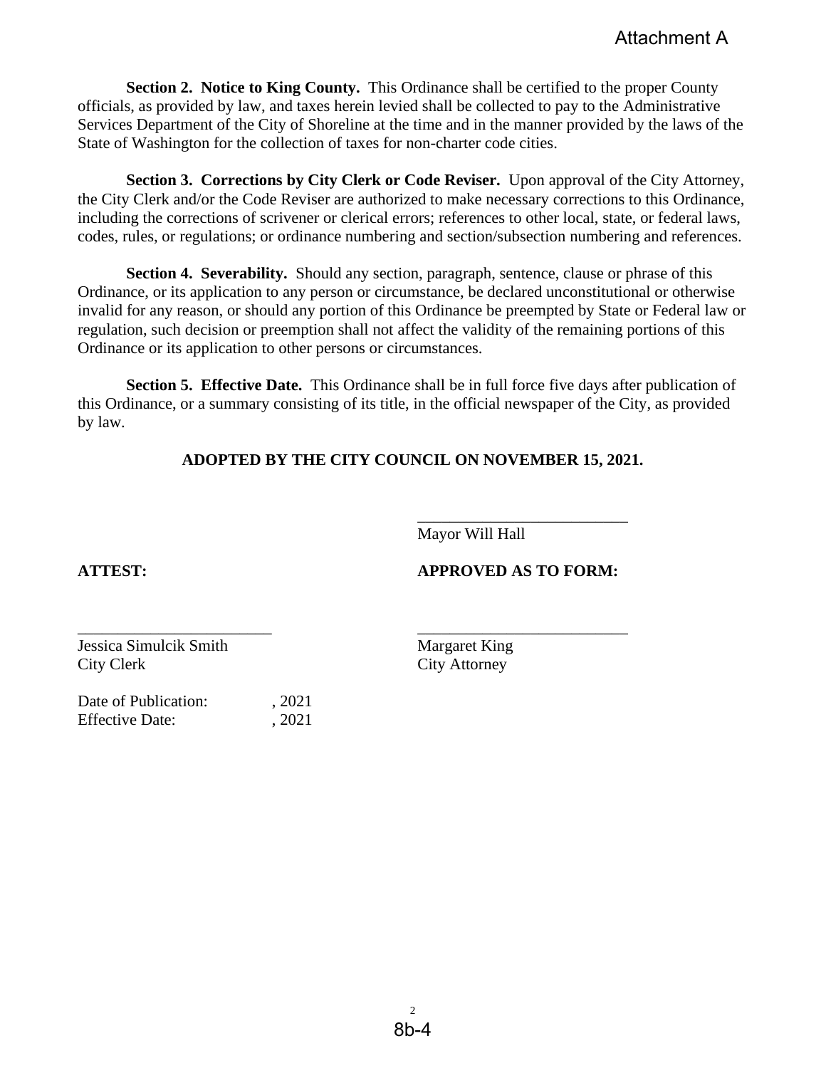Attachment A

**Section 2. Notice to King County.** This Ordinance shall be certified to the proper County officials, as provided by law, and taxes herein levied shall be collected to pay to the Administrative Services Department of the City of Shoreline at the time and in the manner provided by the laws of the State of Washington for the collection of taxes for non-charter code cities.

**Section 3. Corrections by City Clerk or Code Reviser.** Upon approval of the City Attorney, the City Clerk and/or the Code Reviser are authorized to make necessary corrections to this Ordinance, including the corrections of scrivener or clerical errors; references to other local, state, or federal laws, codes, rules, or regulations; or ordinance numbering and section/subsection numbering and references.

**Section 4. Severability.** Should any section, paragraph, sentence, clause or phrase of this Ordinance, or its application to any person or circumstance, be declared unconstitutional or otherwise invalid for any reason, or should any portion of this Ordinance be preempted by State or Federal law or regulation, such decision or preemption shall not affect the validity of the remaining portions of this Ordinance or its application to other persons or circumstances.

**Section 5. Effective Date.** This Ordinance shall be in full force five days after publication of this Ordinance, or a summary consisting of its title, in the official newspaper of the City, as provided by law.

**ADOPTED BY THE CITY COUNCIL ON NOVEMBER 15, 2021.**

\_\_\_\_\_\_\_\_\_\_\_\_\_\_\_\_\_\_\_\_\_\_\_\_\_
Mayor Will Hall

**ATTEST:**

\_\_\_\_\_\_\_\_\_\_\_\_\_\_\_\_\_\_\_\_\_\_\_\_\_
Jessica Simulcik Smith
City Clerk

**APPROVED AS TO FORM:**

\_\_\_\_\_\_\_\_\_\_\_\_\_\_\_\_\_\_\_\_\_\_\_\_\_
Margaret King
City Attorney

Date of Publication: , 2021
Effective Date: , 2021

8b-4